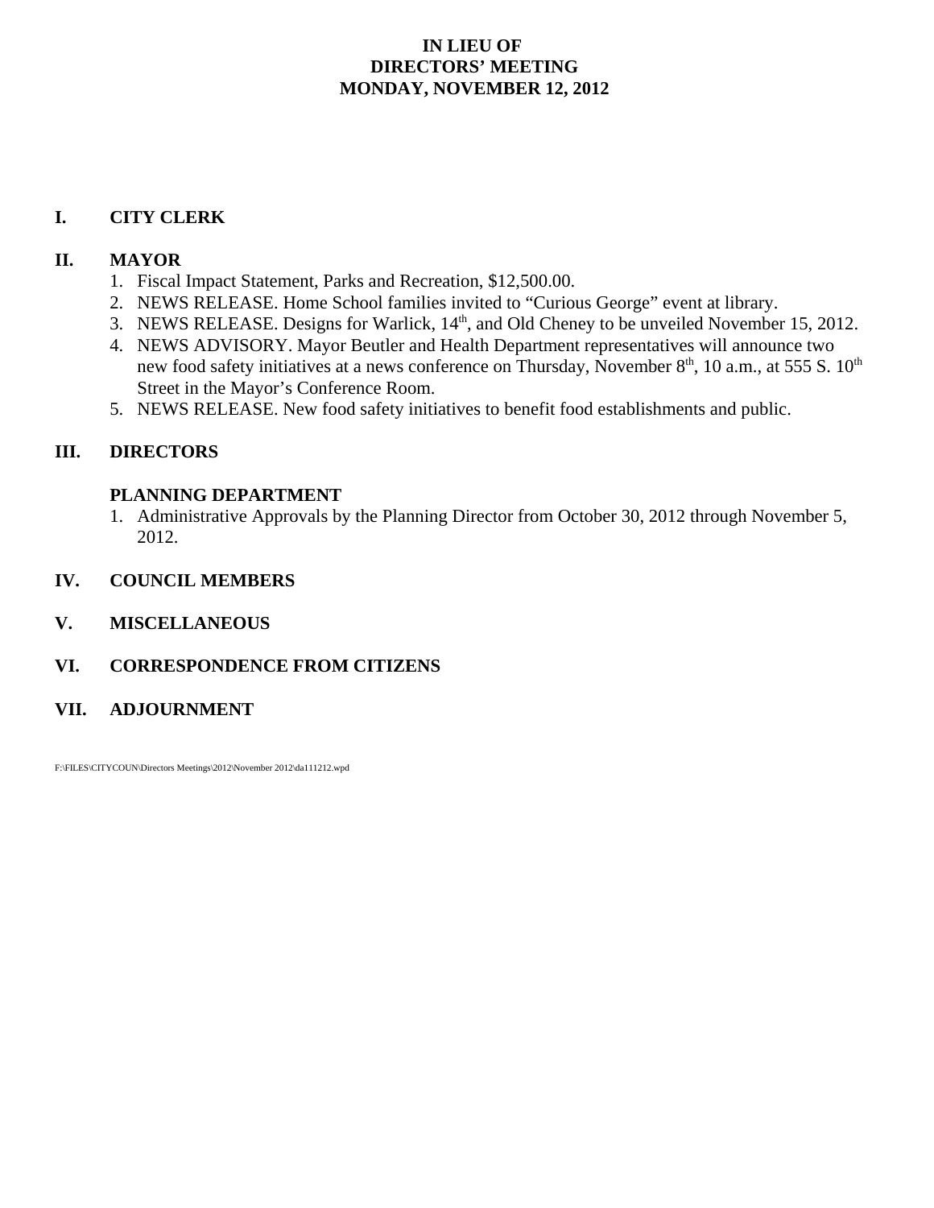# IN LIEU OF
# DIRECTORS' MEETING
# MONDAY, NOVEMBER 12, 2012

## I. CITY CLERK

## II. MAYOR

1. Fiscal Impact Statement, Parks and Recreation, $12,500.00.
2. NEWS RELEASE. Home School families invited to "Curious George" event at library.
3. NEWS RELEASE. Designs for Warlick, 14th, and Old Cheney to be unveiled November 15, 2012.
4. NEWS ADVISORY. Mayor Beutler and Health Department representatives will announce two new food safety initiatives at a news conference on Thursday, November 8th, 10 a.m., at 555 S. 10th Street in the Mayor's Conference Room.
5. NEWS RELEASE. New food safety initiatives to benefit food establishments and public.

## III. DIRECTORS

### PLANNING DEPARTMENT

1. Administrative Approvals by the Planning Director from October 30, 2012 through November 5, 2012.

## IV. COUNCIL MEMBERS

## V. MISCELLANEOUS

## VI. CORRESPONDENCE FROM CITIZENS

## VII. ADJOURNMENT

F:\FILES\CITYCOUN\Directors Meetings\2012\November 2012\da111212.wpd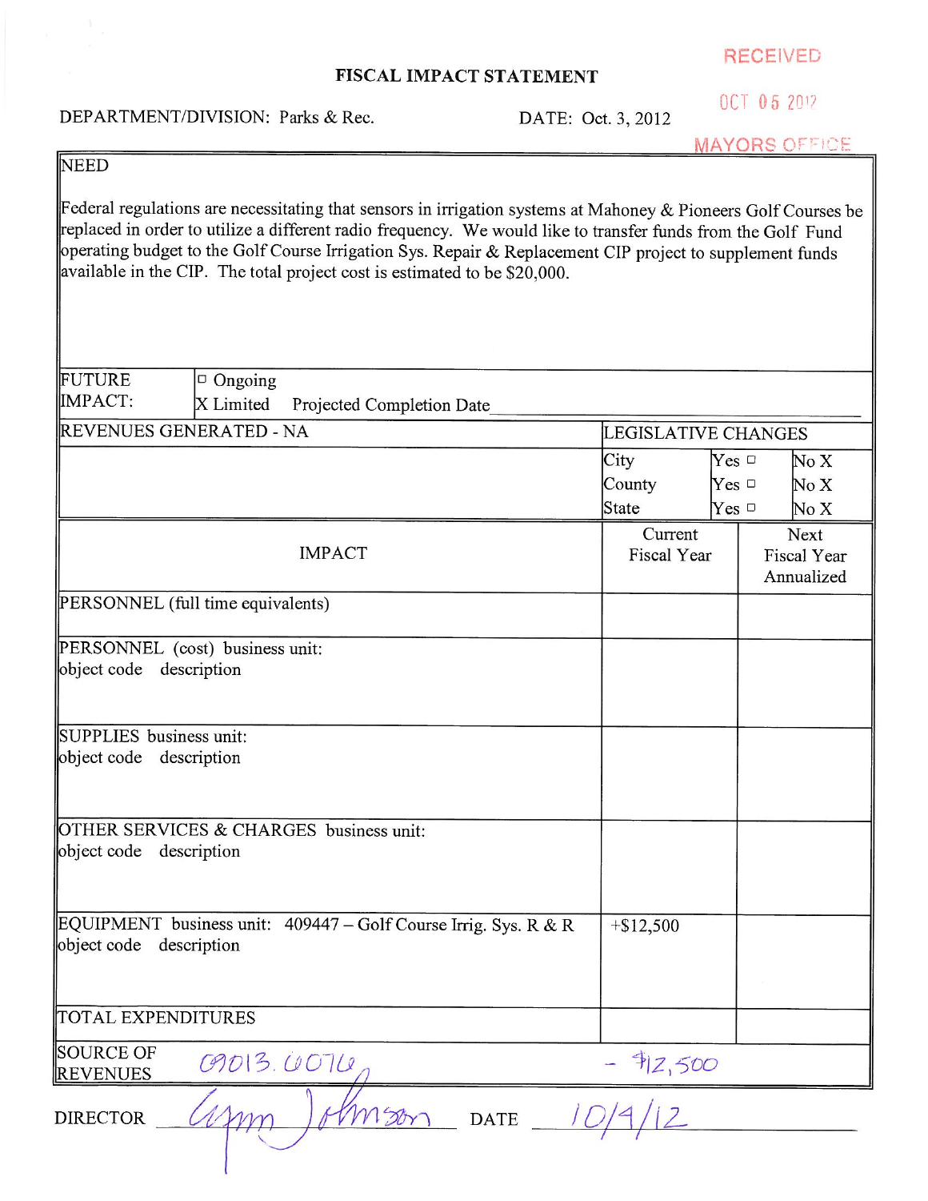# FISCAL IMPACT STATEMENT

RECEIVED

OCT 05 2012

MAYORS OFFICE

DEPARTMENT/DIVISION: Parks & Rec. DATE: Oct. 3, 2012

**NEED**

Federal regulations are necessitating that sensors in irrigation systems at Mahoney & Pioneers Golf Courses be replaced in order to utilize a different radio frequency. We would like to transfer funds from the Golf Fund operating budget to the Golf Course Irrigation Sys. Repair & Replacement CIP project to supplement funds available in the CIP. The total project cost is estimated to be $20,000.

FUTURE IMPACT: ☐ Ongoing  
X Limited Projected Completion Date \_\_\_\_\_\_\_\_

| REVENUES GENERATED - NA | LEGISLATIVE CHANGES | | |
|---|---|---|---|
| | City | Yes ☐ | No X |
| | County | Yes ☐ | No X |
| | State | Yes ☐ | No X |

| IMPACT | Current Fiscal Year | Next Fiscal Year Annualized |
|---|---|---|
| PERSONNEL (full time equivalents) | | |
| PERSONNEL (cost) business unit:<br>object code description | | |
| SUPPLIES business unit:<br>object code description | | |
| OTHER SERVICES & CHARGES business unit:<br>object code description | | |
| EQUIPMENT business unit: 409447 – Golf Course Irrig. Sys. R & R<br>object code description | +$12,500 | |
| TOTAL EXPENDITURES | | |
| SOURCE OF REVENUES 09013.6076 | - $12,500 | |

DIRECTOR Lynn Johnson DATE 10/4/12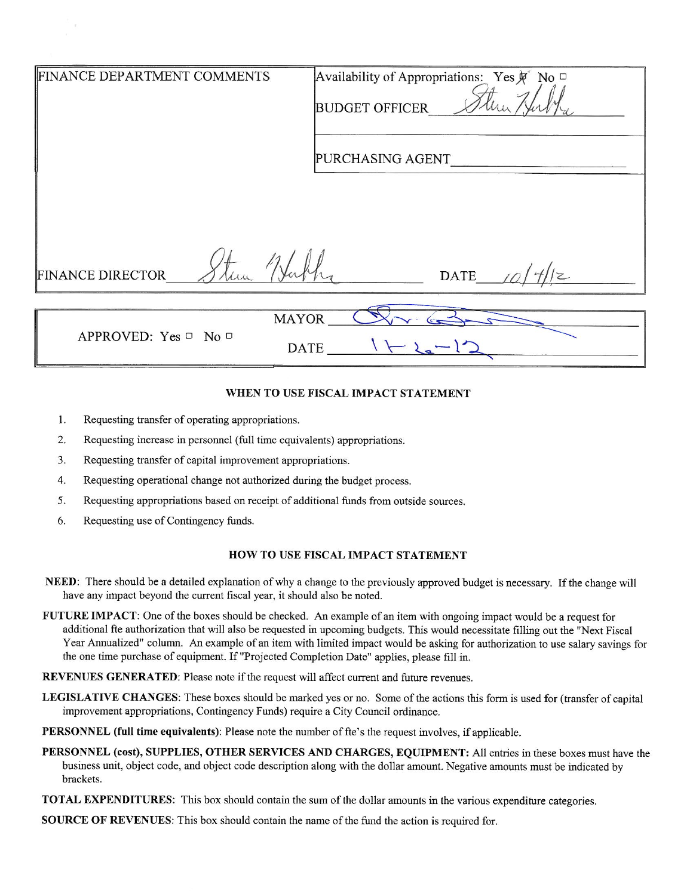| FINANCE DEPARTMENT COMMENTS | Availability of Appropriations: Yes ☒ No ☐ |
| --- | --- |
| | BUDGET OFFICER Steve Hatcher |
| | PURCHASING AGENT |
| FINANCE DIRECTOR Steve Hatcher | DATE 10/4/12 |

| | |
| --- | --- |
| APPROVED: Yes ☐ No ☐ | MAYOR [signature] |
| | DATE 11-26-12 |

### WHEN TO USE FISCAL IMPACT STATEMENT

1. Requesting transfer of operating appropriations.
2. Requesting increase in personnel (full time equivalents) appropriations.
3. Requesting transfer of capital improvement appropriations.
4. Requesting operational change not authorized during the budget process.
5. Requesting appropriations based on receipt of additional funds from outside sources.
6. Requesting use of Contingency funds.

### HOW TO USE FISCAL IMPACT STATEMENT

**NEED**: There should be a detailed explanation of why a change to the previously approved budget is necessary. If the change will have any impact beyond the current fiscal year, it should also be noted.

**FUTURE IMPACT**: One of the boxes should be checked. An example of an item with ongoing impact would be a request for additional fte authorization that will also be requested in upcoming budgets. This would necessitate filling out the "Next Fiscal Year Annualized" column. An example of an item with limited impact would be asking for authorization to use salary savings for the one time purchase of equipment. If "Projected Completion Date" applies, please fill in.

**REVENUES GENERATED**: Please note if the request will affect current and future revenues.

**LEGISLATIVE CHANGES**: These boxes should be marked yes or no. Some of the actions this form is used for (transfer of capital improvement appropriations, Contingency Funds) require a City Council ordinance.

**PERSONNEL (full time equivalents)**: Please note the number of fte's the request involves, if applicable.

**PERSONNEL (cost), SUPPLIES, OTHER SERVICES AND CHARGES, EQUIPMENT:** All entries in these boxes must have the business unit, object code, and object code description along with the dollar amount. Negative amounts must be indicated by brackets.

**TOTAL EXPENDITURES**: This box should contain the sum of the dollar amounts in the various expenditure categories.

**SOURCE OF REVENUES**: This box should contain the name of the fund the action is required for.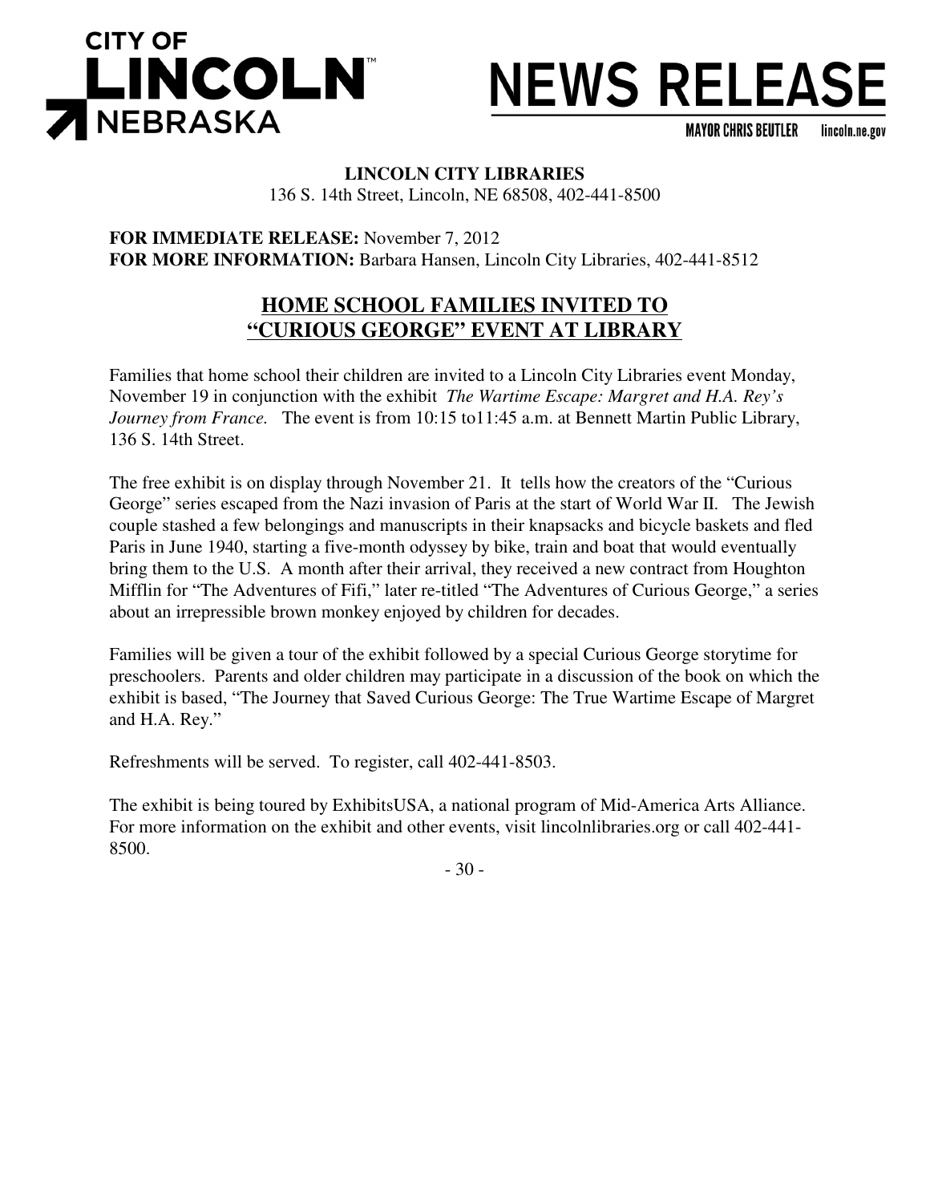**CITY OF LINCOLN NEBRASKA**

# NEWS RELEASE

MAYOR CHRIS BEUTLER lincoln.ne.gov

**LINCOLN CITY LIBRARIES**
136 S. 14th Street, Lincoln, NE 68508, 402-441-8500

**FOR IMMEDIATE RELEASE:** November 7, 2012
**FOR MORE INFORMATION:** Barbara Hansen, Lincoln City Libraries, 402-441-8512

## HOME SCHOOL FAMILIES INVITED TO "CURIOUS GEORGE" EVENT AT LIBRARY

Families that home school their children are invited to a Lincoln City Libraries event Monday, November 19 in conjunction with the exhibit *The Wartime Escape: Margret and H.A. Rey's Journey from France.* The event is from 10:15 to11:45 a.m. at Bennett Martin Public Library, 136 S. 14th Street.

The free exhibit is on display through November 21. It tells how the creators of the "Curious George" series escaped from the Nazi invasion of Paris at the start of World War II. The Jewish couple stashed a few belongings and manuscripts in their knapsacks and bicycle baskets and fled Paris in June 1940, starting a five-month odyssey by bike, train and boat that would eventually bring them to the U.S. A month after their arrival, they received a new contract from Houghton Mifflin for "The Adventures of Fifi," later re-titled "The Adventures of Curious George," a series about an irrepressible brown monkey enjoyed by children for decades.

Families will be given a tour of the exhibit followed by a special Curious George storytime for preschoolers. Parents and older children may participate in a discussion of the book on which the exhibit is based, "The Journey that Saved Curious George: The True Wartime Escape of Margret and H.A. Rey."

Refreshments will be served. To register, call 402-441-8503.

The exhibit is being toured by ExhibitsUSA, a national program of Mid-America Arts Alliance. For more information on the exhibit and other events, visit lincolnlibraries.org or call 402-441-8500.

- 30 -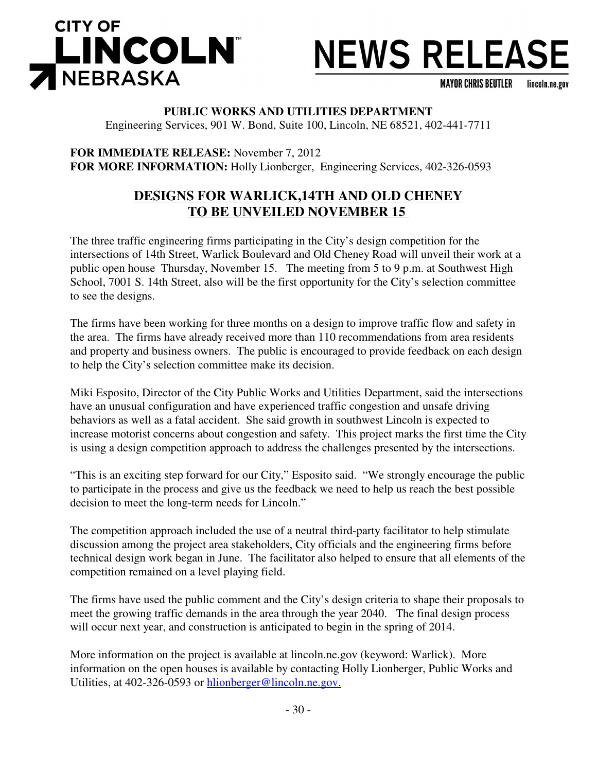**CITY OF LINCOLN NEBRASKA**

# NEWS RELEASE

MAYOR CHRIS BEUTLER lincoln.ne.gov

**PUBLIC WORKS AND UTILITIES DEPARTMENT**
Engineering Services, 901 W. Bond, Suite 100, Lincoln, NE 68521, 402-441-7711

**FOR IMMEDIATE RELEASE:** November 7, 2012
**FOR MORE INFORMATION:** Holly Lionberger, Engineering Services, 402-326-0593

## DESIGNS FOR WARLICK,14TH AND OLD CHENEY TO BE UNVEILED NOVEMBER 15

The three traffic engineering firms participating in the City's design competition for the intersections of 14th Street, Warlick Boulevard and Old Cheney Road will unveil their work at a public open house Thursday, November 15. The meeting from 5 to 9 p.m. at Southwest High School, 7001 S. 14th Street, also will be the first opportunity for the City's selection committee to see the designs.

The firms have been working for three months on a design to improve traffic flow and safety in the area. The firms have already received more than 110 recommendations from area residents and property and business owners. The public is encouraged to provide feedback on each design to help the City's selection committee make its decision.

Miki Esposito, Director of the City Public Works and Utilities Department, said the intersections have an unusual configuration and have experienced traffic congestion and unsafe driving behaviors as well as a fatal accident. She said growth in southwest Lincoln is expected to increase motorist concerns about congestion and safety. This project marks the first time the City is using a design competition approach to address the challenges presented by the intersections.

"This is an exciting step forward for our City," Esposito said. "We strongly encourage the public to participate in the process and give us the feedback we need to help us reach the best possible decision to meet the long-term needs for Lincoln."

The competition approach included the use of a neutral third-party facilitator to help stimulate discussion among the project area stakeholders, City officials and the engineering firms before technical design work began in June. The facilitator also helped to ensure that all elements of the competition remained on a level playing field.

The firms have used the public comment and the City's design criteria to shape their proposals to meet the growing traffic demands in the area through the year 2040. The final design process will occur next year, and construction is anticipated to begin in the spring of 2014.

More information on the project is available at lincoln.ne.gov (keyword: Warlick). More information on the open houses is available by contacting Holly Lionberger, Public Works and Utilities, at 402-326-0593 or hlionberger@lincoln.ne.gov.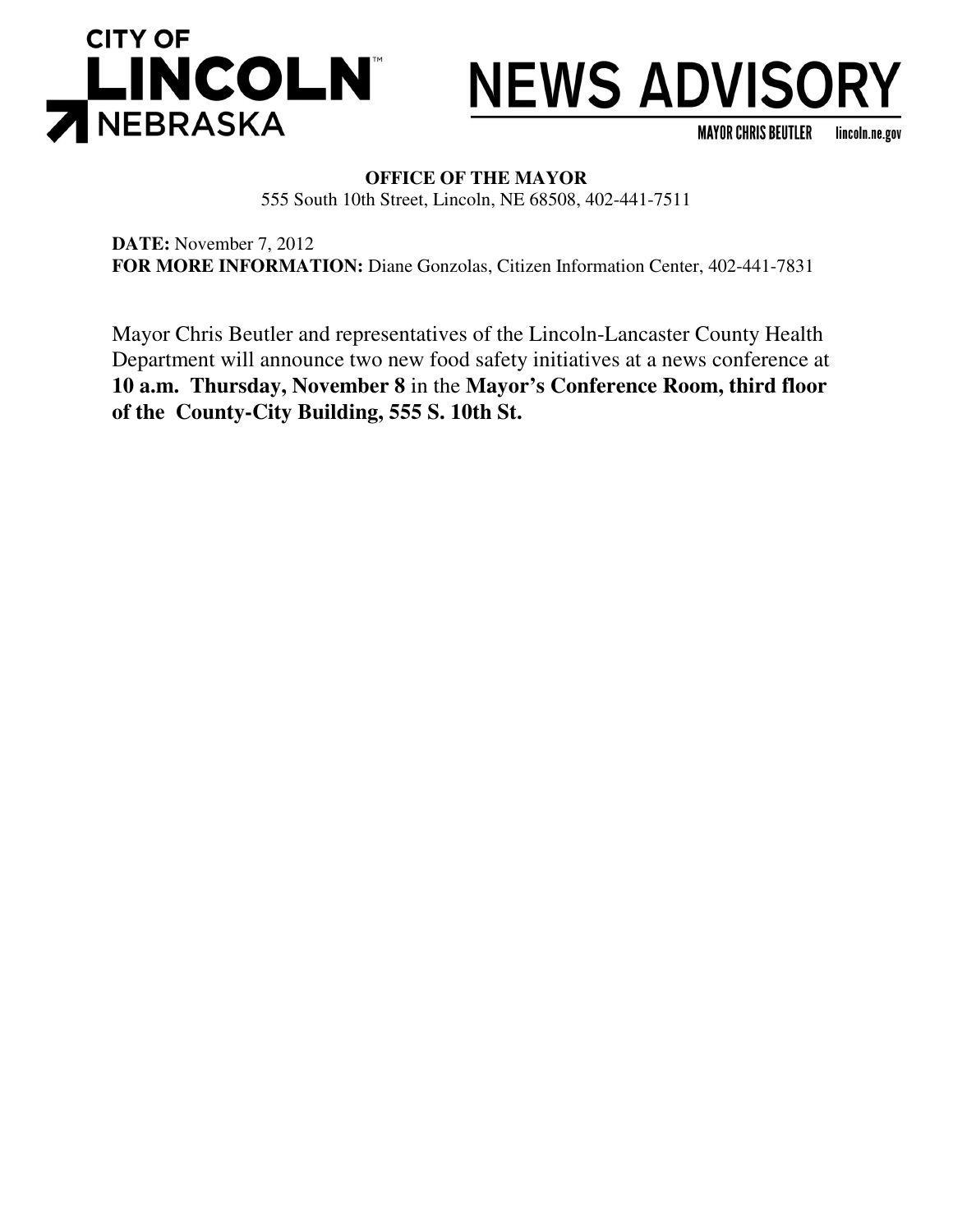CITY OF LINCOLN NEBRASKA

# NEWS ADVISORY

MAYOR CHRIS BEUTLER lincoln.ne.gov

**OFFICE OF THE MAYOR**
555 South 10th Street, Lincoln, NE 68508, 402-441-7511

**DATE:** November 7, 2012
**FOR MORE INFORMATION:** Diane Gonzolas, Citizen Information Center, 402-441-7831

Mayor Chris Beutler and representatives of the Lincoln-Lancaster County Health Department will announce two new food safety initiatives at a news conference at **10 a.m. Thursday, November 8** in the **Mayor's Conference Room, third floor of the County-City Building, 555 S. 10th St.**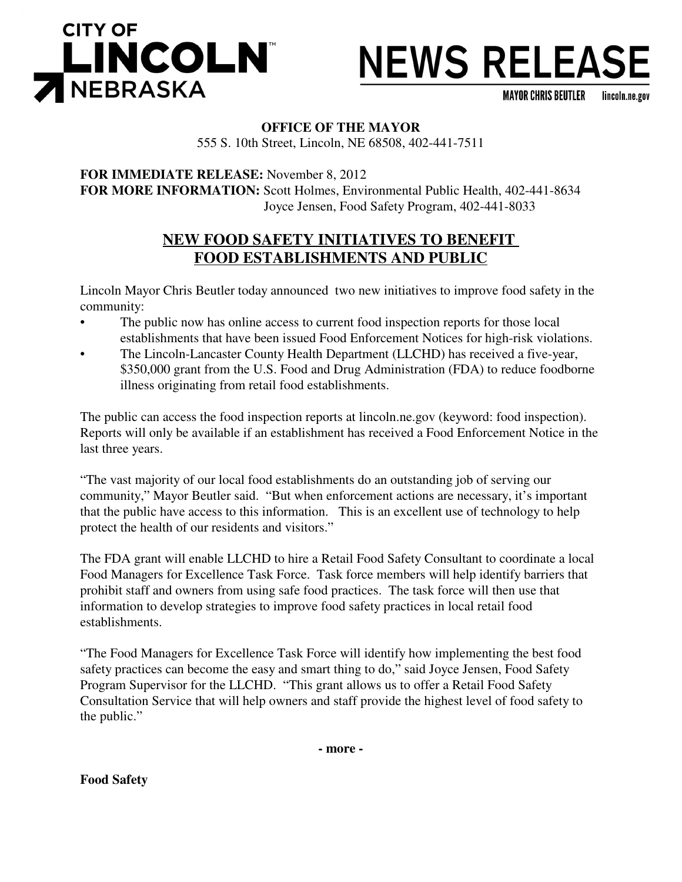**CITY OF LINCOLN NEBRASKA**

# NEWS RELEASE

MAYOR CHRIS BEUTLER lincoln.ne.gov

**OFFICE OF THE MAYOR**
555 S. 10th Street, Lincoln, NE 68508, 402-441-7511

**FOR IMMEDIATE RELEASE:** November 8, 2012
**FOR MORE INFORMATION:** Scott Holmes, Environmental Public Health, 402-441-8634
Joyce Jensen, Food Safety Program, 402-441-8033

## NEW FOOD SAFETY INITIATIVES TO BENEFIT FOOD ESTABLISHMENTS AND PUBLIC

Lincoln Mayor Chris Beutler today announced two new initiatives to improve food safety in the community:

- The public now has online access to current food inspection reports for those local establishments that have been issued Food Enforcement Notices for high-risk violations.
- The Lincoln-Lancaster County Health Department (LLCHD) has received a five-year, $350,000 grant from the U.S. Food and Drug Administration (FDA) to reduce foodborne illness originating from retail food establishments.

The public can access the food inspection reports at lincoln.ne.gov (keyword: food inspection). Reports will only be available if an establishment has received a Food Enforcement Notice in the last three years.

"The vast majority of our local food establishments do an outstanding job of serving our community," Mayor Beutler said. "But when enforcement actions are necessary, it's important that the public have access to this information. This is an excellent use of technology to help protect the health of our residents and visitors."

The FDA grant will enable LLCHD to hire a Retail Food Safety Consultant to coordinate a local Food Managers for Excellence Task Force. Task force members will help identify barriers that prohibit staff and owners from using safe food practices. The task force will then use that information to develop strategies to improve food safety practices in local retail food establishments.

"The Food Managers for Excellence Task Force will identify how implementing the best food safety practices can become the easy and smart thing to do," said Joyce Jensen, Food Safety Program Supervisor for the LLCHD. "This grant allows us to offer a Retail Food Safety Consultation Service that will help owners and staff provide the highest level of food safety to the public."

**- more -**

**Food Safety**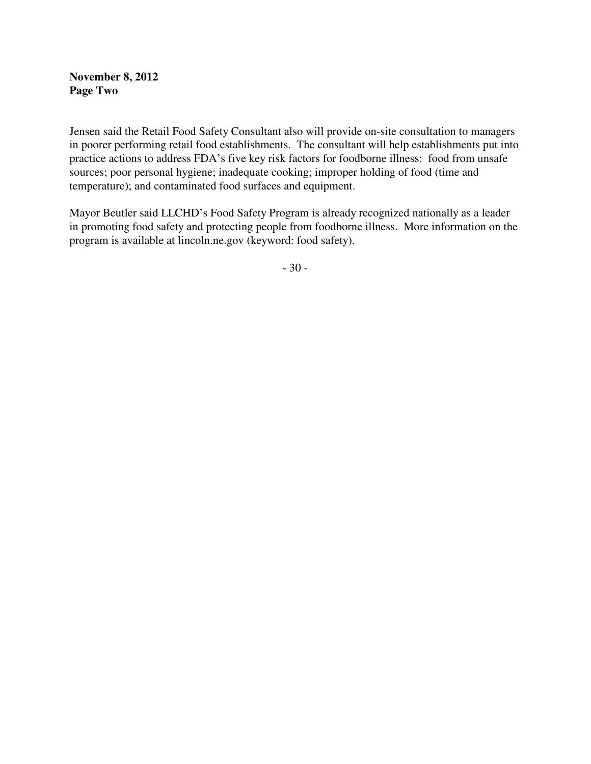**November 8, 2012**
**Page Two**

Jensen said the Retail Food Safety Consultant also will provide on-site consultation to managers in poorer performing retail food establishments. The consultant will help establishments put into practice actions to address FDA's five key risk factors for foodborne illness: food from unsafe sources; poor personal hygiene; inadequate cooking; improper holding of food (time and temperature); and contaminated food surfaces and equipment.

Mayor Beutler said LLCHD's Food Safety Program is already recognized nationally as a leader in promoting food safety and protecting people from foodborne illness. More information on the program is available at lincoln.ne.gov (keyword: food safety).

\- 30 -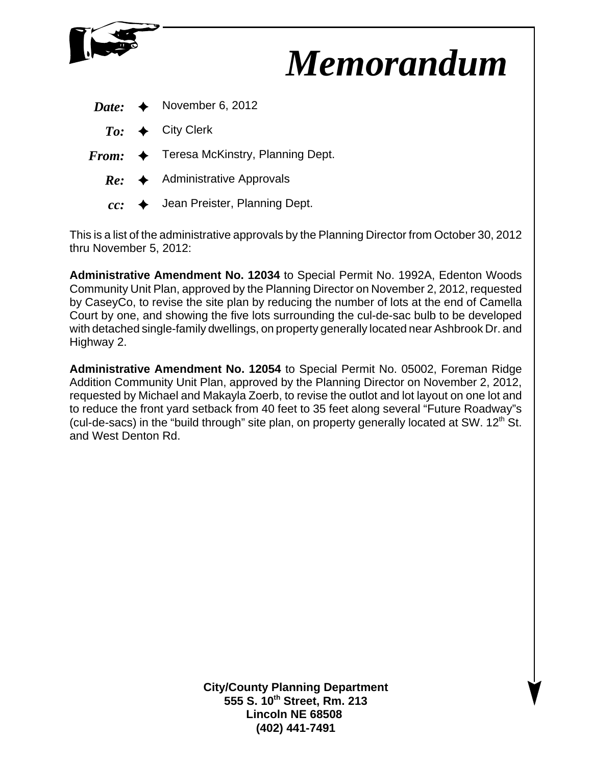# *Memorandum*

***Date:*** ✦ November 6, 2012

***To:*** ✦ City Clerk

***From:*** ✦ Teresa McKinstry, Planning Dept.

***Re:*** ✦ Administrative Approvals

***cc:*** ✦ Jean Preister, Planning Dept.

This is a list of the administrative approvals by the Planning Director from October 30, 2012 thru November 5, 2012:

**Administrative Amendment No. 12034** to Special Permit No. 1992A, Edenton Woods Community Unit Plan, approved by the Planning Director on November 2, 2012, requested by CaseyCo, to revise the site plan by reducing the number of lots at the end of Camella Court by one, and showing the five lots surrounding the cul-de-sac bulb to be developed with detached single-family dwellings, on property generally located near Ashbrook Dr. and Highway 2.

**Administrative Amendment No. 12054** to Special Permit No. 05002, Foreman Ridge Addition Community Unit Plan, approved by the Planning Director on November 2, 2012, requested by Michael and Makayla Zoerb, to revise the outlot and lot layout on one lot and to reduce the front yard setback from 40 feet to 35 feet along several "Future Roadway"s (cul-de-sacs) in the "build through" site plan, on property generally located at SW. 12th St. and West Denton Rd.

**City/County Planning Department**
**555 S. 10th Street, Rm. 213**
**Lincoln NE 68508**
**(402) 441-7491**